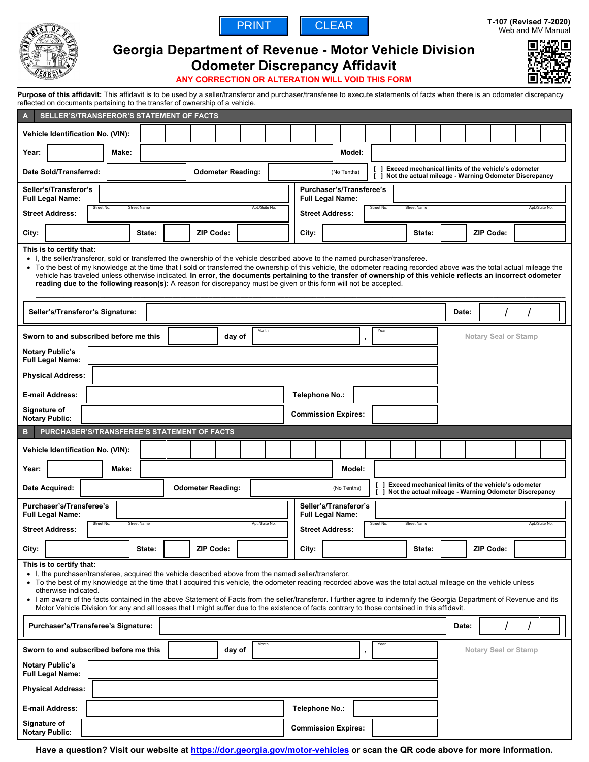PRINT | CLEAR

T-107 (Revised 7-2020)
Web and MV Manual

# Georgia Department of Revenue - Motor Vehicle Division
# Odometer Discrepancy Affidavit

**ANY CORRECTION OR ALTERATION WILL VOID THIS FORM**

**Purpose of this affidavit:** This affidavit is to be used by a seller/transferor and purchaser/transferee to execute statements of facts when there is an odometer discrepancy reflected on documents pertaining to the transfer of ownership of a vehicle.

## A SELLER'S/TRANSFEROR'S STATEMENT OF FACTS

**Vehicle Identification No. (VIN):** ______________________

**Year:** ________ **Make:** ________________ **Model:** ________________

**Date Sold/Transferred:** ________ **Odometer Reading:** ________ (No Tenths)

[ ] Exceed mechanical limits of the vehicle's odometer
[ ] Not the actual mileage - Warning Odometer Discrepancy

**Seller's/Transferor's Full Legal Name:** ________________

**Street Address:** Street No. ____ Street Name ________ Apt./Suite No. ____

**City:** ________ **State:** ____ **ZIP Code:** ______

**Purchaser's/Transferee's Full Legal Name:** ________________

**Street Address:** Street No. ____ Street Name ________ Apt./Suite No. ____

**City:** ________ **State:** ____ **ZIP Code:** ______

**This is to certify that:**

- I, the seller/transferor, sold or transferred the ownership of the vehicle described above to the named purchaser/transferee.
- To the best of my knowledge at the time that I sold or transferred the ownership of this vehicle, the odometer reading recorded above was the total actual mileage the vehicle has traveled unless otherwise indicated. **In error, the documents pertaining to the transfer of ownership of this vehicle reflects an incorrect odometer reading due to the following reason(s):** A reason for discrepancy must be given or this form will not be accepted.

______________________________________________

**Seller's/Transferor's Signature:** ________________ **Date:** ____ / ____ / ____

**Sworn to and subscribed before me this** ______ **day of** ______ (Month), ______ (Year)

Notary Seal or Stamp

**Notary Public's Full Legal Name:** ________________

**Physical Address:** ________________

**E-mail Address:** ________________ **Telephone No.:** ________

**Signature of Notary Public:** ________________ **Commission Expires:** ________

## B PURCHASER'S/TRANSFEREE'S STATEMENT OF FACTS

**Vehicle Identification No. (VIN):** ______________________

**Year:** ________ **Make:** ________________ **Model:** ________________

**Date Acquired:** ________ **Odometer Reading:** ________ (No Tenths)

[ ] Exceed mechanical limits of the vehicle's odometer
[ ] Not the actual mileage - Warning Odometer Discrepancy

**Purchaser's/Transferee's Full Legal Name:** ________________

**Street Address:** Street No. ____ Street Name ________ Apt./Suite No. ____

**City:** ________ **State:** ____ **ZIP Code:** ______

**Seller's/Transferor's Full Legal Name:** ________________

**Street Address:** Street No. ____ Street Name ________ Apt./Suite No. ____

**City:** ________ **State:** ____ **ZIP Code:** ______

**This is to certify that:**

- I, the purchaser/transferee, acquired the vehicle described above from the named seller/transferor.
- To the best of my knowledge at the time that I acquired this vehicle, the odometer reading recorded above was the total actual mileage on the vehicle unless otherwise indicated.
- I am aware of the facts contained in the above Statement of Facts from the seller/transferor. I further agree to indemnify the Georgia Department of Revenue and its Motor Vehicle Division for any and all losses that I might suffer due to the existence of facts contrary to those contained in this affidavit.

**Purchaser's/Transferee's Signature:** ________________ **Date:** ____ / ____ / ____

**Sworn to and subscribed before me this** ______ **day of** ______ (Month), ______ (Year)

Notary Seal or Stamp

**Notary Public's Full Legal Name:** ________________

**Physical Address:** ________________

**E-mail Address:** ________________ **Telephone No.:** ________

**Signature of Notary Public:** ________________ **Commission Expires:** ________

**Have a question? Visit our website at https://dor.georgia.gov/motor-vehicles or scan the QR code above for more information.**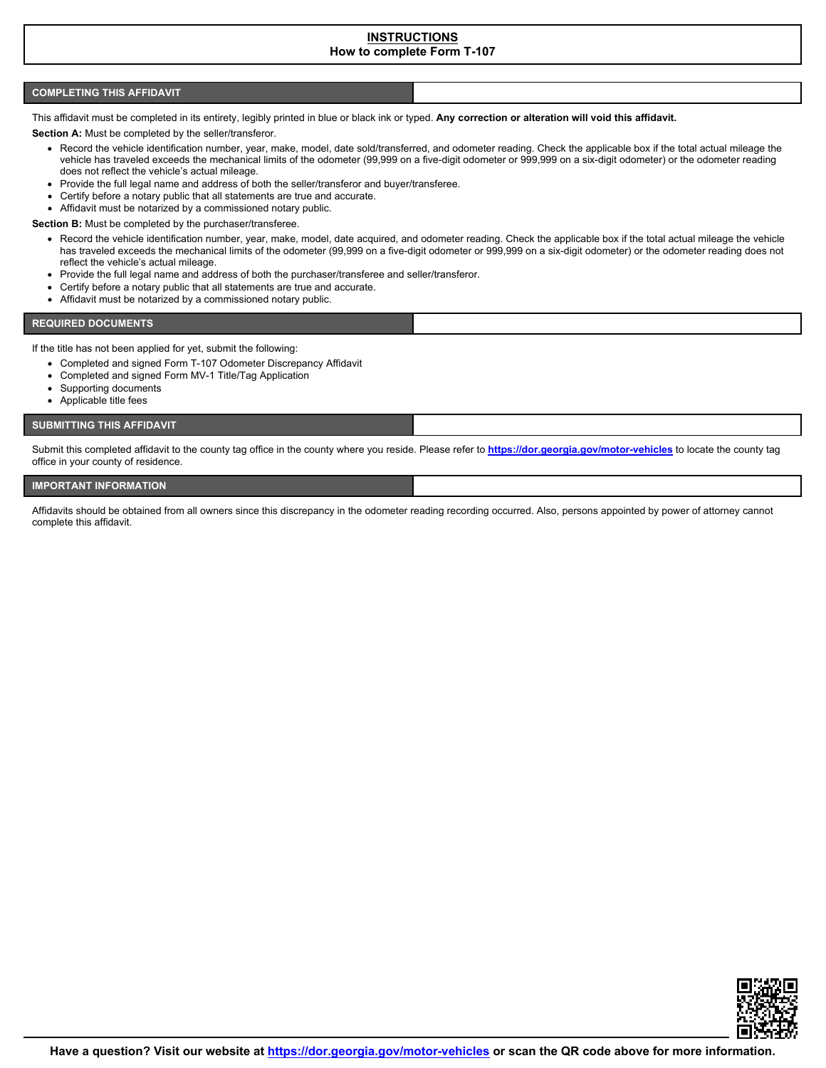# INSTRUCTIONS

## How to complete Form T-107

## COMPLETING THIS AFFIDAVIT

This affidavit must be completed in its entirety, legibly printed in blue or black ink or typed. **Any correction or alteration will void this affidavit.**

**Section A:** Must be completed by the seller/transferor.

- Record the vehicle identification number, year, make, model, date sold/transferred, and odometer reading. Check the applicable box if the total actual mileage the vehicle has traveled exceeds the mechanical limits of the odometer (99,999 on a five-digit odometer or 999,999 on a six-digit odometer) or the odometer reading does not reflect the vehicle's actual mileage.
- Provide the full legal name and address of both the seller/transferor and buyer/transferee.
- Certify before a notary public that all statements are true and accurate.
- Affidavit must be notarized by a commissioned notary public.

**Section B:** Must be completed by the purchaser/transferee.

- Record the vehicle identification number, year, make, model, date acquired, and odometer reading. Check the applicable box if the total actual mileage the vehicle has traveled exceeds the mechanical limits of the odometer (99,999 on a five-digit odometer or 999,999 on a six-digit odometer) or the odometer reading does not reflect the vehicle's actual mileage.
- Provide the full legal name and address of both the purchaser/transferee and seller/transferor.
- Certify before a notary public that all statements are true and accurate.
- Affidavit must be notarized by a commissioned notary public.

## REQUIRED DOCUMENTS

If the title has not been applied for yet, submit the following:

- Completed and signed Form T-107 Odometer Discrepancy Affidavit
- Completed and signed Form MV-1 Title/Tag Application
- Supporting documents
- Applicable title fees

## SUBMITTING THIS AFFIDAVIT

Submit this completed affidavit to the county tag office in the county where you reside. Please refer to **https://dor.georgia.gov/motor-vehicles** to locate the county tag office in your county of residence.

## IMPORTANT INFORMATION

Affidavits should be obtained from all owners since this discrepancy in the odometer reading recording occurred. Also, persons appointed by power of attorney cannot complete this affidavit.

**Have a question? Visit our website at https://dor.georgia.gov/motor-vehicles or scan the QR code above for more information.**